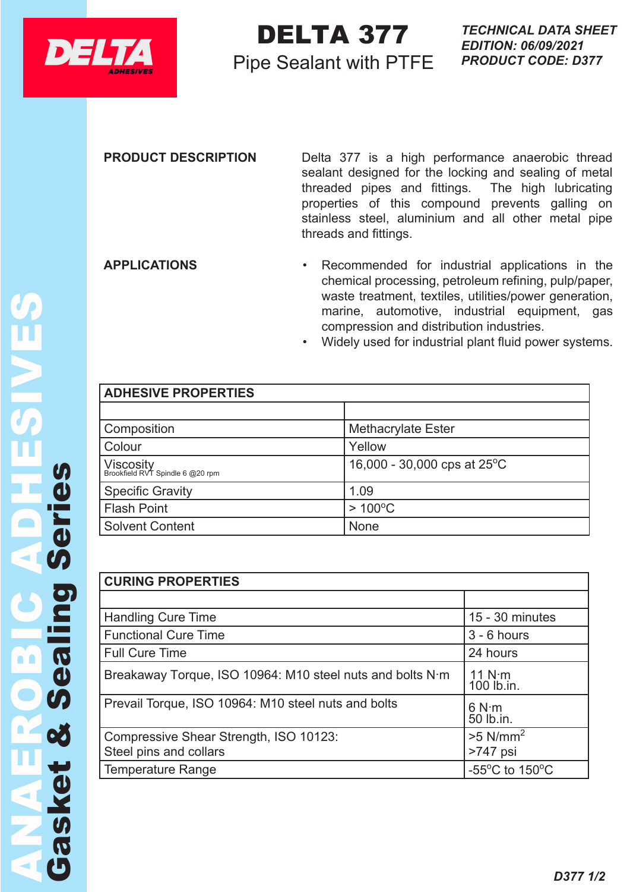# DELTA 377

## Pipe Sealant with PTFE

*TECHNICAL DATA SHEET*
*EDITION: 06/09/2021*
*PRODUCT CODE: D377*

**PRODUCT DESCRIPTION**

Delta 377 is a high performance anaerobic thread sealant designed for the locking and sealing of metal threaded pipes and fittings. The high lubricating properties of this compound prevents galling on stainless steel, aluminium and all other metal pipe threads and fittings.

**APPLICATIONS**

- Recommended for industrial applications in the chemical processing, petroleum refining, pulp/paper, waste treatment, textiles, utilities/power generation, marine, automotive, industrial equipment, gas compression and distribution industries.
- Widely used for industrial plant fluid power systems.

| ADHESIVE PROPERTIES | |
|---|---|
| | |
| Composition | Methacrylate Ester |
| Colour | Yellow |
| Viscosity (Brookfield RVT Spindle 6 @20 rpm) | 16,000 - 30,000 cps at 25°C |
| Specific Gravity | 1.09 |
| Flash Point | > 100°C |
| Solvent Content | None |

| CURING PROPERTIES | |
|---|---|
| | |
| Handling Cure Time | 15 - 30 minutes |
| Functional Cure Time | 3 - 6 hours |
| Full Cure Time | 24 hours |
| Breakaway Torque, ISO 10964: M10 steel nuts and bolts N·m | 11 N·m<br>100 lb.in. |
| Prevail Torque, ISO 10964: M10 steel nuts and bolts | 6 N·m<br>50 lb.in. |
| Compressive Shear Strength, ISO 10123:<br>Steel pins and collars | >5 N/mm$^2$<br>>747 psi |
| Temperature Range | -55°C to 150°C |

ANAEROBIC ADHESIVES
Gasket & Sealing Series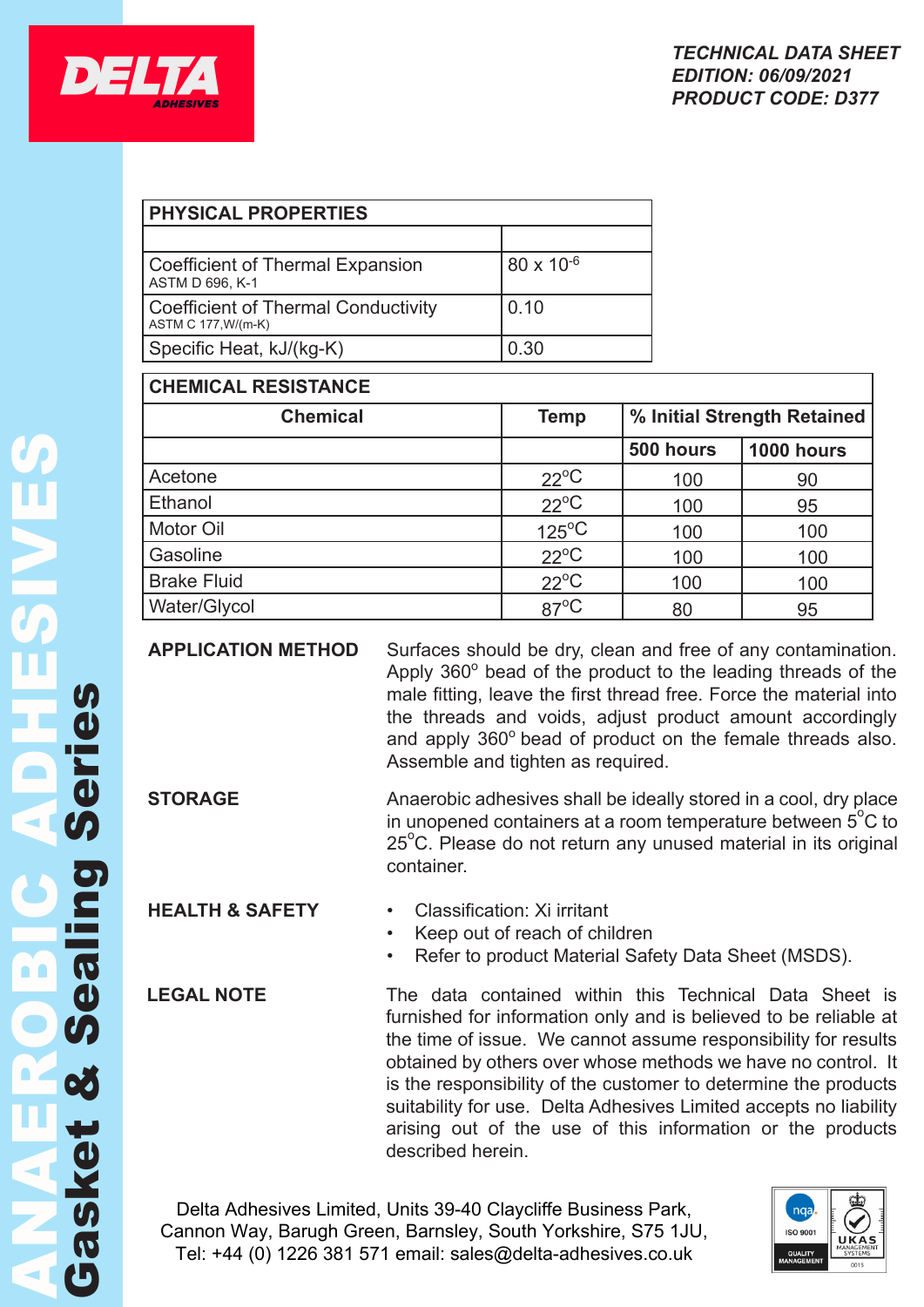TECHNICAL DATA SHEET
EDITION: 06/09/2021
PRODUCT CODE: D377

| PHYSICAL PROPERTIES | |
|---|---|
| | |
| Coefficient of Thermal Expansion ASTM D 696, K-1 | 80 x $10^{-6}$ |
| Coefficient of Thermal Conductivity ASTM C 177,W/(m-K) | 0.10 |
| Specific Heat, kJ/(kg-K) | 0.30 |

| CHEMICAL RESISTANCE | | | |
|---|---|---|---|
| Chemical | Temp | % Initial Strength Retained | |
| | | 500 hours | 1000 hours |
| Acetone | 22°C | 100 | 90 |
| Ethanol | 22°C | 100 | 95 |
| Motor Oil | 125°C | 100 | 100 |
| Gasoline | 22°C | 100 | 100 |
| Brake Fluid | 22°C | 100 | 100 |
| Water/Glycol | 87°C | 80 | 95 |

**APPLICATION METHOD**

Surfaces should be dry, clean and free of any contamination. Apply 360° bead of the product to the leading threads of the male fitting, leave the first thread free. Force the material into the threads and voids, adjust product amount accordingly and apply 360° bead of product on the female threads also. Assemble and tighten as required.

**STORAGE**

Anaerobic adhesives shall be ideally stored in a cool, dry place in unopened containers at a room temperature between 5°C to 25°C. Please do not return any unused material in its original container.

**HEALTH & SAFETY**

- Classification: Xi irritant
- Keep out of reach of children
- Refer to product Material Safety Data Sheet (MSDS).

**LEGAL NOTE**

The data contained within this Technical Data Sheet is furnished for information only and is believed to be reliable at the time of issue. We cannot assume responsibility for results obtained by others over whose methods we have no control. It is the responsibility of the customer to determine the products suitability for use. Delta Adhesives Limited accepts no liability arising out of the use of this information or the products described herein.

Delta Adhesives Limited, Units 39-40 Claycliffe Business Park, Cannon Way, Barugh Green, Barnsley, South Yorkshire, S75 1JU, Tel: +44 (0) 1226 381 571 email: sales@delta-adhesives.co.uk